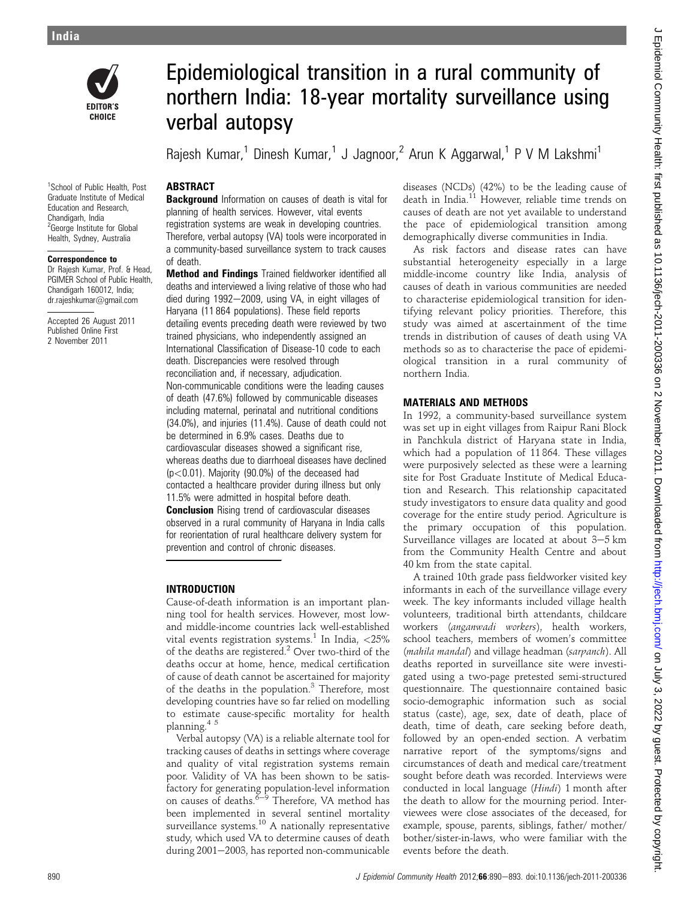# Epidemiological transition in a rural community of northern India: 18-year mortality surveillance using verbal autopsy

Rajesh Kumar,[1] Dinesh Kumar,[1] J Jagnoor,[2] Arun K Aggarwal,[1] P V M Lakshmi[1]

[1]School of Public Health, Post Graduate Institute of Medical Education and Research, Chandigarh, India
[2]George Institute for Global Health, Sydney, Australia

**Correspondence to**
Dr Rajesh Kumar, Prof. & Head, PGIMER School of Public Health, Chandigarh 160012, India; dr.rajeshkumar@gmail.com

Accepted 26 August 2011
Published Online First 2 November 2011

## ABSTRACT

**Background** Information on causes of death is vital for planning of health services. However, vital events registration systems are weak in developing countries. Therefore, verbal autopsy (VA) tools were incorporated in a community-based surveillance system to track causes of death.

**Method and Findings** Trained fieldworker identified all deaths and interviewed a living relative of those who had died during 1992–2009, using VA, in eight villages of Haryana (11 864 populations). These field reports detailing events preceding death were reviewed by two trained physicians, who independently assigned an International Classification of Disease-10 code to each death. Discrepancies were resolved through reconciliation and, if necessary, adjudication. Non-communicable conditions were the leading causes of death (47.6%) followed by communicable diseases including maternal, perinatal and nutritional conditions (34.0%), and injuries (11.4%). Cause of death could not be determined in 6.9% cases. Deaths due to cardiovascular diseases showed a significant rise, whereas deaths due to diarrhoeal diseases have declined ($p<0.01$). Majority (90.0%) of the deceased had contacted a healthcare provider during illness but only 11.5% were admitted in hospital before death.

**Conclusion** Rising trend of cardiovascular diseases observed in a rural community of Haryana in India calls for reorientation of rural healthcare delivery system for prevention and control of chronic diseases.

## INTRODUCTION

Cause-of-death information is an important planning tool for health services. However, most low- and middle-income countries lack well-established vital events registration systems.[1] In India, <25% of the deaths are registered.[2] Over two-third of the deaths occur at home, hence, medical certification of cause of death cannot be ascertained for majority of the deaths in the population.[3] Therefore, most developing countries have so far relied on modelling to estimate cause-specific mortality for health planning.[4 5]

Verbal autopsy (VA) is a reliable alternate tool for tracking causes of deaths in settings where coverage and quality of vital registration systems remain poor. Validity of VA has been shown to be satisfactory for generating population-level information on causes of deaths.[6–9] Therefore, VA method has been implemented in several sentinel mortality surveillance systems.[10] A nationally representative study, which used VA to determine causes of death during 2001–2003, has reported non-communicable diseases (NCDs) (42%) to be the leading cause of death in India.[11] However, reliable time trends on causes of death are not yet available to understand the pace of epidemiological transition among demographically diverse communities in India.

As risk factors and disease rates can have substantial heterogeneity especially in a large middle-income country like India, analysis of causes of death in various communities are needed to characterise epidemiological transition for identifying relevant policy priorities. Therefore, this study was aimed at ascertainment of the time trends in distribution of causes of death using VA methods so as to characterise the pace of epidemiological transition in a rural community of northern India.

## MATERIALS AND METHODS

In 1992, a community-based surveillance system was set up in eight villages from Raipur Rani Block in Panchkula district of Haryana state in India, which had a population of 11 864. These villages were purposively selected as these were a learning site for Post Graduate Institute of Medical Education and Research. This relationship capacitated study investigators to ensure data quality and good coverage for the entire study period. Agriculture is the primary occupation of this population. Surveillance villages are located at about 3–5 km from the Community Health Centre and about 40 km from the state capital.

A trained 10th grade pass fieldworker visited key informants in each of the surveillance village every week. The key informants included village health volunteers, traditional birth attendants, childcare workers (*anganwadi workers*), health workers, school teachers, members of women's committee (*mahila mandal*) and village headman (*sarpanch*). All deaths reported in surveillance site were investigated using a two-page pretested semi-structured questionnaire. The questionnaire contained basic socio-demographic information such as social status (caste), age, sex, date of death, place of death, time of death, care seeking before death, followed by an open-ended section. A verbatim narrative report of the symptoms/signs and circumstances of death and medical care/treatment sought before death was recorded. Interviews were conducted in local language (*Hindi*) 1 month after the death to allow for the mourning period. Interviewees were close associates of the deceased, for example, spouse, parents, siblings, father/ mother/ bother/sister-in-laws, who were familiar with the events before the death.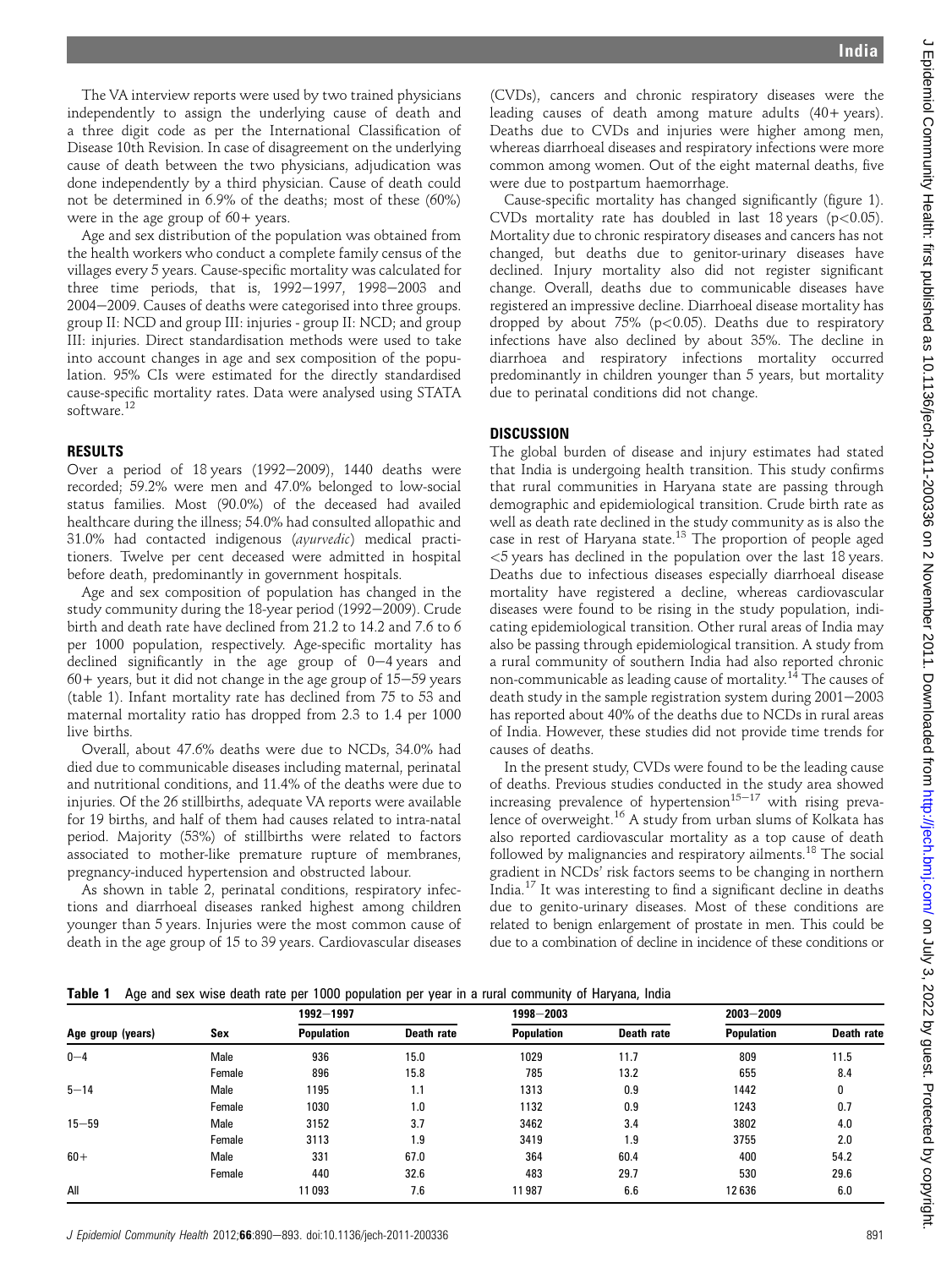The VA interview reports were used by two trained physicians independently to assign the underlying cause of death and a three digit code as per the International Classification of Disease 10th Revision. In case of disagreement on the underlying cause of death between the two physicians, adjudication was done independently by a third physician. Cause of death could not be determined in 6.9% of the deaths; most of these (60%) were in the age group of 60+ years.

Age and sex distribution of the population was obtained from the health workers who conduct a complete family census of the villages every 5 years. Cause-specific mortality was calculated for three time periods, that is, 1992–1997, 1998–2003 and 2004–2009. Causes of deaths were categorised into three groups. group II: NCD and group III: injuries - group II: NCD; and group III: injuries. Direct standardisation methods were used to take into account changes in age and sex composition of the population. 95% CIs were estimated for the directly standardised cause-specific mortality rates. Data were analysed using STATA software.[12]

## RESULTS

Over a period of 18 years (1992–2009), 1440 deaths were recorded; 59.2% were men and 47.0% belonged to low-social status families. Most (90.0%) of the deceased had availed healthcare during the illness; 54.0% had consulted allopathic and 31.0% had contacted indigenous (*ayurvedic*) medical practitioners. Twelve per cent deceased were admitted in hospital before death, predominantly in government hospitals.

Age and sex composition of population has changed in the study community during the 18-year period (1992–2009). Crude birth and death rate have declined from 21.2 to 14.2 and 7.6 to 6 per 1000 population, respectively. Age-specific mortality has declined significantly in the age group of 0–4 years and 60+ years, but it did not change in the age group of 15–59 years (table 1). Infant mortality rate has declined from 75 to 53 and maternal mortality ratio has dropped from 2.3 to 1.4 per 1000 live births.

Overall, about 47.6% deaths were due to NCDs, 34.0% had died due to communicable diseases including maternal, perinatal and nutritional conditions, and 11.4% of the deaths were due to injuries. Of the 26 stillbirths, adequate VA reports were available for 19 births, and half of them had causes related to intra-natal period. Majority (53%) of stillbirths were related to factors associated to mother-like premature rupture of membranes, pregnancy-induced hypertension and obstructed labour.

As shown in table 2, perinatal conditions, respiratory infections and diarrhoeal diseases ranked highest among children younger than 5 years. Injuries were the most common cause of death in the age group of 15 to 39 years. Cardiovascular diseases (CVDs), cancers and chronic respiratory diseases were the leading causes of death among mature adults (40+ years). Deaths due to CVDs and injuries were higher among men, whereas diarrhoeal diseases and respiratory infections were more common among women. Out of the eight maternal deaths, five were due to postpartum haemorrhage.

Cause-specific mortality has changed significantly (figure 1). CVDs mortality rate has doubled in last 18 years ($p<0.05$). Mortality due to chronic respiratory diseases and cancers has not changed, but deaths due to genitor-urinary diseases have declined. Injury mortality also did not register significant change. Overall, deaths due to communicable diseases have registered an impressive decline. Diarrhoeal disease mortality has dropped by about 75% ($p<0.05$). Deaths due to respiratory infections have also declined by about 35%. The decline in diarrhoea and respiratory infections mortality occurred predominantly in children younger than 5 years, but mortality due to perinatal conditions did not change.

## DISCUSSION

The global burden of disease and injury estimates had stated that India is undergoing health transition. This study confirms that rural communities in Haryana state are passing through demographic and epidemiological transition. Crude birth rate as well as death rate declined in the study community as is also the case in rest of Haryana state.[13] The proportion of people aged <5 years has declined in the population over the last 18 years. Deaths due to infectious diseases especially diarrhoeal disease mortality have registered a decline, whereas cardiovascular diseases were found to be rising in the study population, indicating epidemiological transition. Other rural areas of India may also be passing through epidemiological transition. A study from a rural community of southern India had also reported chronic non-communicable as leading cause of mortality.[14] The causes of death study in the sample registration system during 2001–2003 has reported about 40% of the deaths due to NCDs in rural areas of India. However, these studies did not provide time trends for causes of deaths.

In the present study, CVDs were found to be the leading cause of deaths. Previous studies conducted in the study area showed increasing prevalence of hypertension[15–17] with rising prevalence of overweight.[16] A study from urban slums of Kolkata has also reported cardiovascular mortality as a top cause of death followed by malignancies and respiratory ailments.[18] The social gradient in NCDs' risk factors seems to be changing in northern India.[17] It was interesting to find a significant decline in deaths due to genito-urinary diseases. Most of these conditions are related to benign enlargement of prostate in men. This could be due to a combination of decline in incidence of these conditions or

**Table 1** Age and sex wise death rate per 1000 population per year in a rural community of Haryana, India

| Age group (years) | Sex | 1992–1997 | | 1998–2003 | | 2003–2009 | |
|---|---|---|---|---|---|---|---|
| | | Population | Death rate | Population | Death rate | Population | Death rate |
| 0–4 | Male | 936 | 15.0 | 1029 | 11.7 | 809 | 11.5 |
| | Female | 896 | 15.8 | 785 | 13.2 | 655 | 8.4 |
| 5–14 | Male | 1195 | 1.1 | 1313 | 0.9 | 1442 | 0 |
| | Female | 1030 | 1.0 | 1132 | 0.9 | 1243 | 0.7 |
| 15–59 | Male | 3152 | 3.7 | 3462 | 3.4 | 3802 | 4.0 |
| | Female | 3113 | 1.9 | 3419 | 1.9 | 3755 | 2.0 |
| 60+ | Male | 331 | 67.0 | 364 | 60.4 | 400 | 54.2 |
| | Female | 440 | 32.6 | 483 | 29.7 | 530 | 29.6 |
| All | | 11 093 | 7.6 | 11 987 | 6.6 | 12 636 | 6.0 |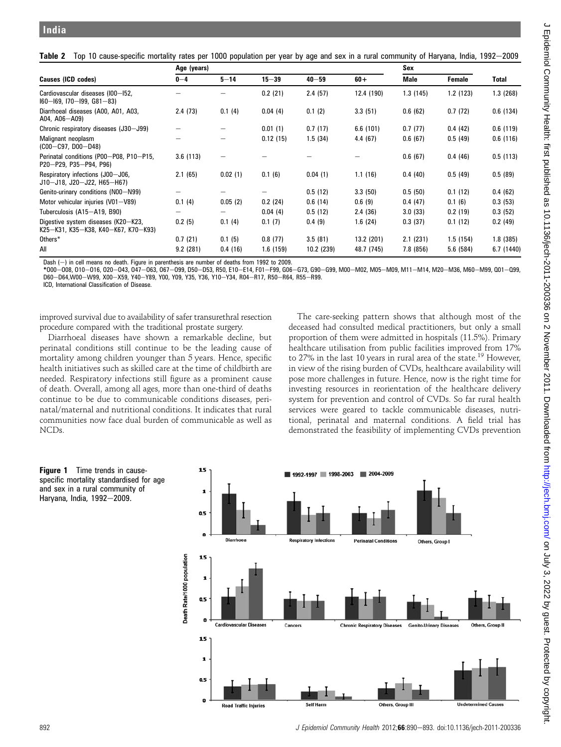**Table 2** Top 10 cause-specific mortality rates per 1000 population per year by age and sex in a rural community of Haryana, India, 1992–2009

| Causes (ICD codes) | Age (years) | | | | | Sex | | Total |
|---|---|---|---|---|---|---|---|---|
| | 0–4 | 5–14 | 15–39 | 40–59 | 60+ | Male | Female | |
| Cardiovascular diseases (I00–I52, I60–I69, I70–I99, G81–83) | – | – | 0.2 (21) | 2.4 (57) | 12.4 (190) | 1.3 (145) | 1.2 (123) | 1.3 (268) |
| Diarrhoeal diseases (A00, A01, A03, A04, A06–A09) | 2.4 (73) | 0.1 (4) | 0.04 (4) | 0.1 (2) | 3.3 (51) | 0.6 (62) | 0.7 (72) | 0.6 (134) |
| Chronic respiratory diseases (J30–J99) | – | – | 0.01 (1) | 0.7 (17) | 6.6 (101) | 0.7 (77) | 0.4 (42) | 0.6 (119) |
| Malignant neoplasm (C00–C97, D00–D48) | – | – | 0.12 (15) | 1.5 (34) | 4.4 (67) | 0.6 (67) | 0.5 (49) | 0.6 (116) |
| Perinatal conditions (P00–P08, P10–P15, P20–P29, P35–P94, P96) | 3.6 (113) | – | – | – | – | 0.6 (67) | 0.4 (46) | 0.5 (113) |
| Respiratory infections (J00–J06, J10–J18, J20–J22, H65–H67) | 2.1 (65) | 0.02 (1) | 0.1 (6) | 0.04 (1) | 1.1 (16) | 0.4 (40) | 0.5 (49) | 0.5 (89) |
| Genito-urinary conditions (N00–N99) | – | – | – | 0.5 (12) | 3.3 (50) | 0.5 (50) | 0.1 (12) | 0.4 (62) |
| Motor vehicular injuries (V01–V89) | 0.1 (4) | 0.05 (2) | 0.2 (24) | 0.6 (14) | 0.6 (9) | 0.4 (47) | 0.1 (6) | 0.3 (53) |
| Tuberculosis (A15–A19, B90) | – | – | 0.04 (4) | 0.5 (12) | 2.4 (36) | 3.0 (33) | 0.2 (19) | 0.3 (52) |
| Digestive system diseases (K20–K23, K25–K31, K35–K38, K40–K67, K70–K93) | 0.2 (5) | 0.1 (4) | 0.1 (7) | 0.4 (9) | 1.6 (24) | 0.3 (37) | 0.1 (12) | 0.2 (49) |
| Others* | 0.7 (21) | 0.1 (5) | 0.8 (77) | 3.5 (81) | 13.2 (201) | 2.1 (231) | 1.5 (154) | 1.8 (385) |
| All | 9.2 (281) | 0.4 (16) | 1.6 (159) | 10.2 (239) | 48.7 (745) | 7.8 (856) | 5.6 (584) | 6.7 (1440) |

Dash (–) in cell means no death. Figure in parenthesis are number of deaths from 1992 to 2009.
*O00–O08, O10–O16, O20–O43, O47–O63, O67–O99, D50–D53, R50, E10–E14, F01–F99, G06–G73, G90–G99, M00–M02, M05–M09, M11–M14, M20–M36, M60–M99, Q01–Q99, D60–D64,W00–W99, X00–X59, Y40–Y89, Y00, Y09, Y35, Y36, Y10–Y34, R04–R17, R50–R64, R55–R99.
ICD, International Classification of Disease.

improved survival due to availability of safer transurethral resection procedure compared with the traditional prostate surgery.

Diarrhoeal diseases have shown a remarkable decline, but perinatal conditions still continue to be the leading cause of mortality among children younger than 5 years. Hence, specific health initiatives such as skilled care at the time of childbirth are needed. Respiratory infections still figure as a prominent cause of death. Overall, among all ages, more than one-third of deaths continue to be due to communicable conditions diseases, perinatal/maternal and nutritional conditions. It indicates that rural communities now face dual burden of communicable as well as NCDs.

The care-seeking pattern shows that although most of the deceased had consulted medical practitioners, but only a small proportion of them were admitted in hospitals (11.5%). Primary healthcare utilisation from public facilities improved from 17% to 27% in the last 10 years in rural area of the state.[19] However, in view of the rising burden of CVDs, healthcare availability will pose more challenges in future. Hence, now is the right time for investing resources in reorientation of the healthcare delivery system for prevention and control of CVDs. So far rural health services were geared to tackle communicable diseases, nutritional, perinatal and maternal conditions. A field trial has demonstrated the feasibility of implementing CVDs prevention

1992-1997 1998-2003 2004-2009

Death Rate/1000 population

1.5 1 0.5 0

Diarrhoea, Respiratory Infections, Perinatal Conditions, Others, Group I

Cardiovascular Diseases, Cancers, Chronic Respiratory Diseases, Genito-Urinary Diseases, Others, Group II

Road Traffic Injuries, Self Harm, Others, Group III, Undetermined Causes

**Figure 1** Time trends in cause-specific mortality standardised for age and sex in a rural community of Haryana, India, 1992–2009.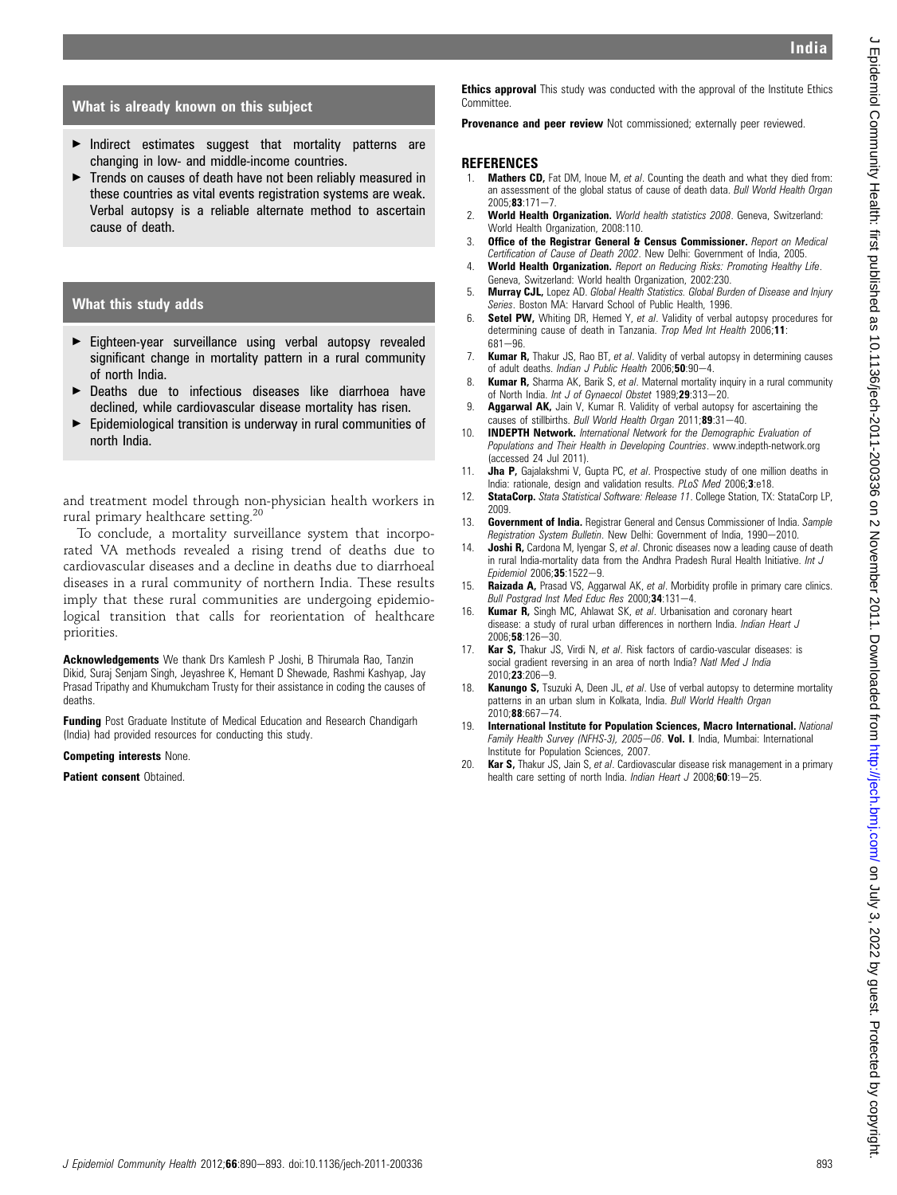## What is already known on this subject

- Indirect estimates suggest that mortality patterns are changing in low- and middle-income countries.
- Trends on causes of death have not been reliably measured in these countries as vital events registration systems are weak. Verbal autopsy is a reliable alternate method to ascertain cause of death.

## What this study adds

- Eighteen-year surveillance using verbal autopsy revealed significant change in mortality pattern in a rural community of north India.
- Deaths due to infectious diseases like diarrhoea have declined, while cardiovascular disease mortality has risen.
- Epidemiological transition is underway in rural communities of north India.

and treatment model through non-physician health workers in rural primary healthcare setting.[20]

To conclude, a mortality surveillance system that incorporated VA methods revealed a rising trend of deaths due to cardiovascular diseases and a decline in deaths due to diarrhoeal diseases in a rural community of northern India. These results imply that these rural communities are undergoing epidemiological transition that calls for reorientation of healthcare priorities.

**Acknowledgements** We thank Drs Kamlesh P Joshi, B Thirumala Rao, Tanzin Dikid, Suraj Senjam Singh, Jeyashree K, Hemant D Shewade, Rashmi Kashyap, Jay Prasad Tripathy and Khumukcham Trusty for their assistance in coding the causes of deaths.

**Funding** Post Graduate Institute of Medical Education and Research Chandigarh (India) had provided resources for conducting this study.

**Competing interests** None.

**Patient consent** Obtained.

**Ethics approval** This study was conducted with the approval of the Institute Ethics Committee.

**Provenance and peer review** Not commissioned; externally peer reviewed.

## REFERENCES

1. **Mathers CD,** Fat DM, Inoue M, *et al*. Counting the death and what they died from: an assessment of the global status of cause of death data. *Bull World Health Organ* 2005;**83**:171—7.
2. **World Health Organization.** *World health statistics 2008*. Geneva, Switzerland: World Health Organization, 2008:110.
3. **Office of the Registrar General & Census Commissioner.** *Report on Medical Certification of Cause of Death 2002*. New Delhi: Government of India, 2005.
4. **World Health Organization.** *Report on Reducing Risks: Promoting Healthy Life*. Geneva, Switzerland: World health Organization, 2002:230.
5. **Murray CJL,** Lopez AD. *Global Health Statistics. Global Burden of Disease and Injury Series*. Boston MA: Harvard School of Public Health, 1996.
6. **Setel PW,** Whiting DR, Hemed Y, *et al*. Validity of verbal autopsy procedures for determining cause of death in Tanzania. *Trop Med Int Health* 2006;**11**:681—96.
7. **Kumar R,** Thakur JS, Rao BT, *et al*. Validity of verbal autopsy in determining causes of adult deaths. *Indian J Public Health* 2006;**50**:90—4.
8. **Kumar R,** Sharma AK, Barik S, *et al*. Maternal mortality inquiry in a rural community of North India. *Int J of Gynaecol Obstet* 1989;**29**:313—20.
9. **Aggarwal AK,** Jain V, Kumar R. Validity of verbal autopsy for ascertaining the causes of stillbirths. *Bull World Health Organ* 2011;**89**:31—40.
10. **INDEPTH Network.** *International Network for the Demographic Evaluation of Populations and Their Health in Developing Countries*. www.indepth-network.org (accessed 24 Jul 2011).
11. **Jha P,** Gajalakshmi V, Gupta PC, *et al*. Prospective study of one million deaths in India: rationale, design and validation results. *PLoS Med* 2006;**3**:e18.
12. **StataCorp.** *Stata Statistical Software: Release 11*. College Station, TX: StataCorp LP, 2009.
13. **Government of India.** Registrar General and Census Commissioner of India. *Sample Registration System Bulletin*. New Delhi: Government of India, 1990—2010.
14. **Joshi R,** Cardona M, Iyengar S, *et al*. Chronic diseases now a leading cause of death in rural India-mortality data from the Andhra Pradesh Rural Health Initiative. *Int J Epidemiol* 2006;**35**:1522—9.
15. **Raizada A,** Prasad VS, Aggarwal AK, *et al*. Morbidity profile in primary care clinics. *Bull Postgrad Inst Med Educ Res* 2000;**34**:131—4.
16. **Kumar R,** Singh MC, Ahlawat SK, *et al*. Urbanisation and coronary heart disease: a study of rural urban differences in northern India. *Indian Heart J* 2006;**58**:126—30.
17. **Kar S,** Thakur JS, Virdi N, *et al*. Risk factors of cardio-vascular diseases: is social gradient reversing in an area of north India? *Natl Med J India* 2010;**23**:206—9.
18. **Kanungo S,** Tsuzuki A, Deen JL, *et al*. Use of verbal autopsy to determine mortality patterns in an urban slum in Kolkata, India. *Bull World Health Organ* 2010;**88**:667—74.
19. **International Institute for Population Sciences, Macro International.** *National Family Health Survey (NFHS-3), 2005—06*. **Vol. I**. India, Mumbai: International Institute for Population Sciences, 2007.
20. **Kar S,** Thakur JS, Jain S, *et al*. Cardiovascular disease risk management in a primary health care setting of north India. *Indian Heart J* 2008;**60**:19—25.